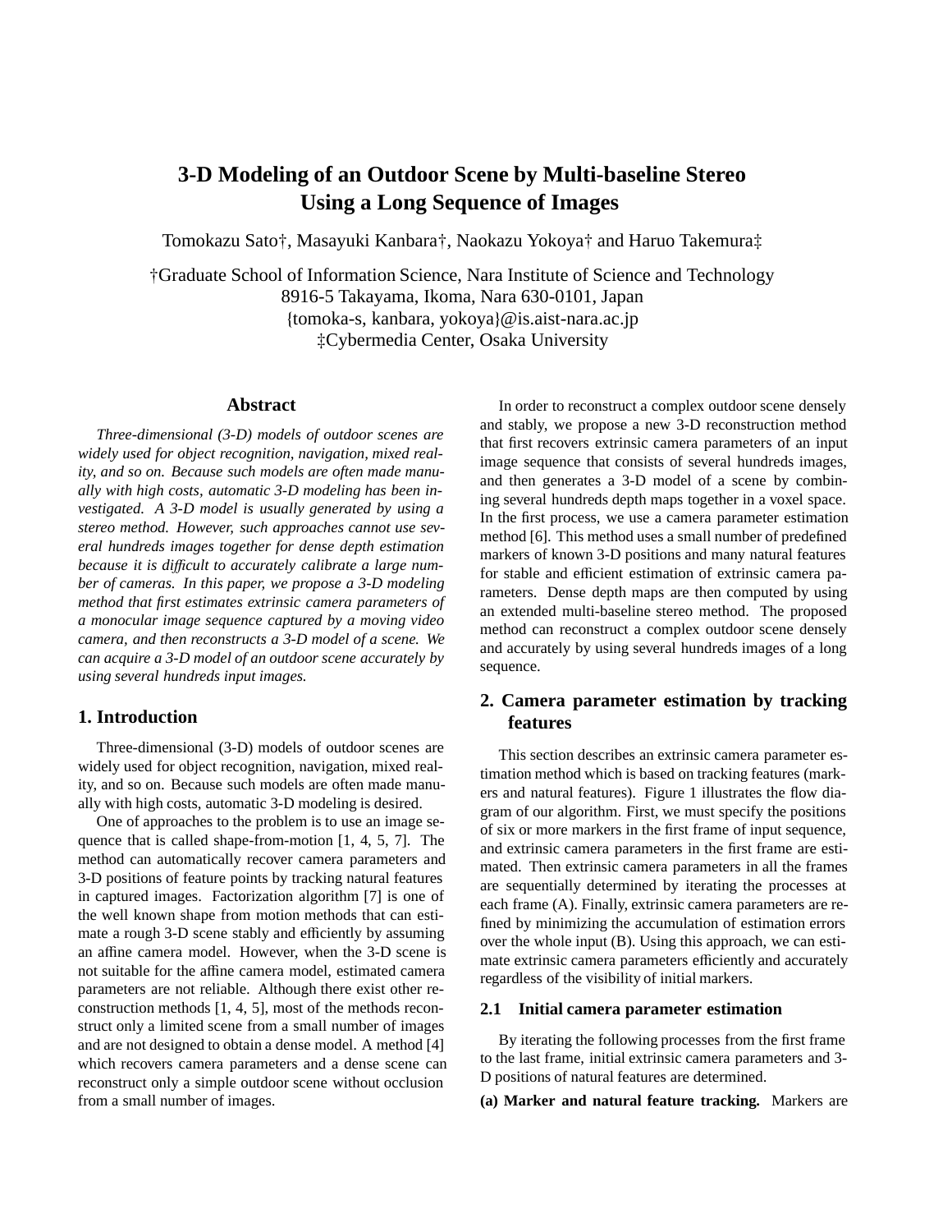# 3-D Modeling of an Outdoor Scene by Multi-baseline Stereo Using a Long Sequence of Images

Tomokazu Sato†, Masayuki Kanbara†, Naokazu Yokoya† and Haruo Takemura‡

†Graduate School of Information Science, Nara Institute of Science and Technology
8916-5 Takayama, Ikoma, Nara 630-0101, Japan
{tomoka-s, kanbara, yokoya}@is.aist-nara.ac.jp
‡Cybermedia Center, Osaka University

## Abstract

*Three-dimensional (3-D) models of outdoor scenes are widely used for object recognition, navigation, mixed reality, and so on. Because such models are often made manually with high costs, automatic 3-D modeling has been investigated. A 3-D model is usually generated by using a stereo method. However, such approaches cannot use several hundreds images together for dense depth estimation because it is difficult to accurately calibrate a large number of cameras. In this paper, we propose a 3-D modeling method that first estimates extrinsic camera parameters of a monocular image sequence captured by a moving video camera, and then reconstructs a 3-D model of a scene. We can acquire a 3-D model of an outdoor scene accurately by using several hundreds input images.*

## 1. Introduction

Three-dimensional (3-D) models of outdoor scenes are widely used for object recognition, navigation, mixed reality, and so on. Because such models are often made manually with high costs, automatic 3-D modeling is desired.

One of approaches to the problem is to use an image sequence that is called shape-from-motion [1, 4, 5, 7]. The method can automatically recover camera parameters and 3-D positions of feature points by tracking natural features in captured images. Factorization algorithm [7] is one of the well known shape from motion methods that can estimate a rough 3-D scene stably and efficiently by assuming an affine camera model. However, when the 3-D scene is not suitable for the affine camera model, estimated camera parameters are not reliable. Although there exist other reconstruction methods [1, 4, 5], most of the methods reconstruct only a limited scene from a small number of images and are not designed to obtain a dense model. A method [4] which recovers camera parameters and a dense scene can reconstruct only a simple outdoor scene without occlusion from a small number of images.

In order to reconstruct a complex outdoor scene densely and stably, we propose a new 3-D reconstruction method that first recovers extrinsic camera parameters of an input image sequence that consists of several hundreds images, and then generates a 3-D model of a scene by combining several hundreds depth maps together in a voxel space. In the first process, we use a camera parameter estimation method [6]. This method uses a small number of predefined markers of known 3-D positions and many natural features for stable and efficient estimation of extrinsic camera parameters. Dense depth maps are then computed by using an extended multi-baseline stereo method. The proposed method can reconstruct a complex outdoor scene densely and accurately by using several hundreds images of a long sequence.

## 2. Camera parameter estimation by tracking features

This section describes an extrinsic camera parameter estimation method which is based on tracking features (markers and natural features). Figure 1 illustrates the flow diagram of our algorithm. First, we must specify the positions of six or more markers in the first frame of input sequence, and extrinsic camera parameters in the first frame are estimated. Then extrinsic camera parameters in all the frames are sequentially determined by iterating the processes at each frame (A). Finally, extrinsic camera parameters are refined by minimizing the accumulation of estimation errors over the whole input (B). Using this approach, we can estimate extrinsic camera parameters efficiently and accurately regardless of the visibility of initial markers.

### 2.1 Initial camera parameter estimation

By iterating the following processes from the first frame to the last frame, initial extrinsic camera parameters and 3-D positions of natural features are determined.

**(a) Marker and natural feature tracking.** Markers are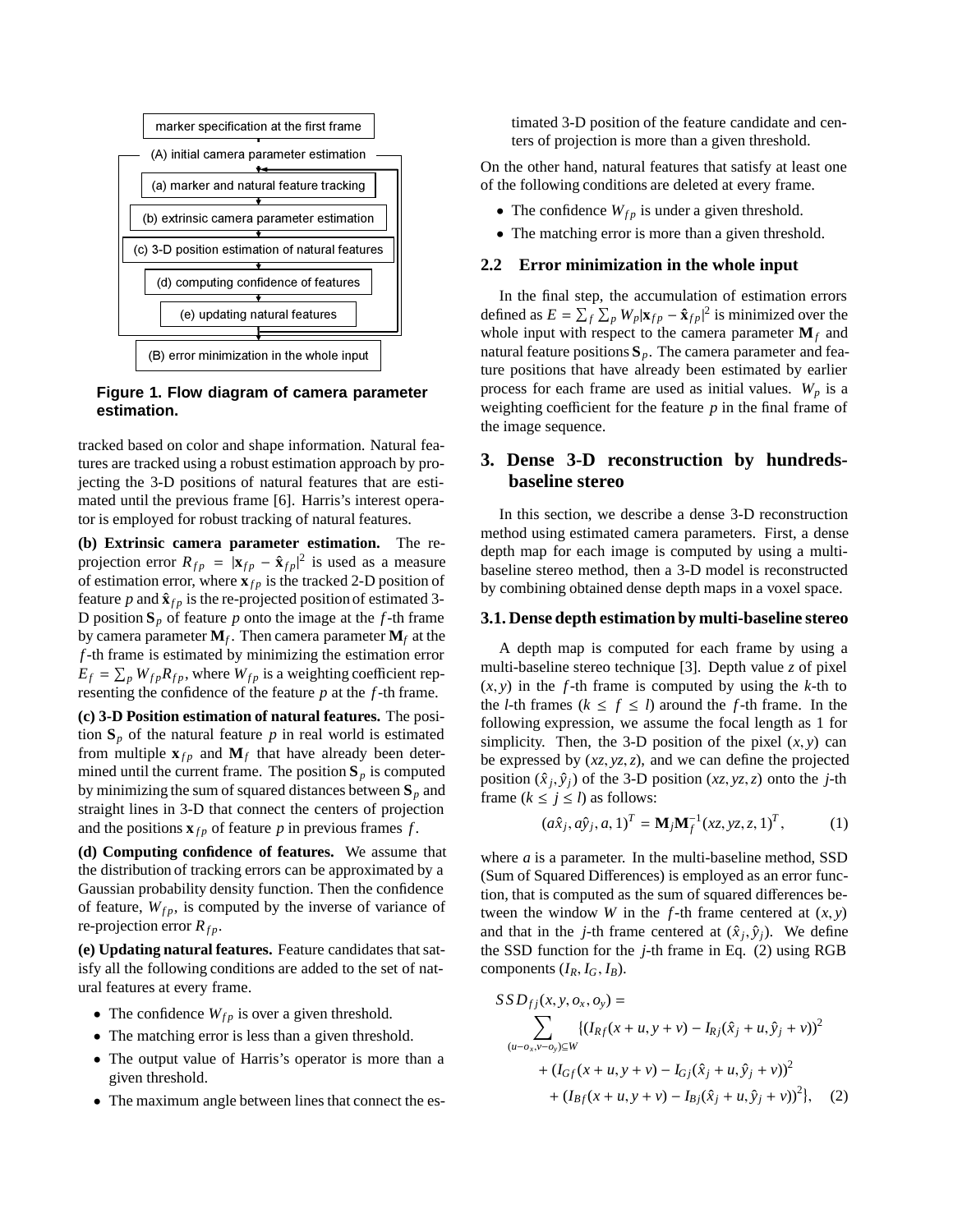marker specification at the first frame

(A) initial camera parameter estimation

(a) marker and natural feature tracking

(b) extrinsic camera parameter estimation

(c) 3-D position estimation of natural features

(d) computing confidence of features

(e) updating natural features

(B) error minimization in the whole input

**Figure 1. Flow diagram of camera parameter estimation.**

tracked based on color and shape information. Natural features are tracked using a robust estimation approach by projecting the 3-D positions of natural features that are estimated until the previous frame [6]. Harris's interest operator is employed for robust tracking of natural features.

**(b) Extrinsic camera parameter estimation.** The re-projection error $R_{fp} = |\mathbf{x}_{fp} - \hat{\mathbf{x}}_{fp}|^2$ is used as a measure of estimation error, where $\mathbf{x}_{fp}$ is the tracked 2-D position of feature $p$ and $\hat{\mathbf{x}}_{fp}$ is the re-projected position of estimated 3-D position $\mathbf{S}_p$ of feature $p$ onto the image at the $f$-th frame by camera parameter $\mathbf{M}_f$. Then camera parameter $\mathbf{M}_f$ at the $f$-th frame is estimated by minimizing the estimation error $E_f = \sum_p W_{fp} R_{fp}$, where $W_{fp}$ is a weighting coefficient representing the confidence of the feature $p$ at the $f$-th frame.

**(c) 3-D Position estimation of natural features.** The position $\mathbf{S}_p$ of the natural feature $p$ in real world is estimated from multiple $\mathbf{x}_{fp}$ and $\mathbf{M}_f$ that have already been determined until the current frame. The position $\mathbf{S}_p$ is computed by minimizing the sum of squared distances between $\mathbf{S}_p$ and straight lines in 3-D that connect the centers of projection and the positions $\mathbf{x}_{fp}$ of feature $p$ in previous frames $f$.

**(d) Computing confidence of features.** We assume that the distribution of tracking errors can be approximated by a Gaussian probability density function. Then the confidence of feature, $W_{fp}$, is computed by the inverse of variance of re-projection error $R_{fp}$.

**(e) Updating natural features.** Feature candidates that satisfy all the following conditions are added to the set of natural features at every frame.

- The confidence $W_{fp}$ is over a given threshold.
- The matching error is less than a given threshold.
- The output value of Harris's operator is more than a given threshold.
- The maximum angle between lines that connect the estimated 3-D position of the feature candidate and centers of projection is more than a given threshold.

On the other hand, natural features that satisfy at least one of the following conditions are deleted at every frame.

- The confidence $W_{fp}$ is under a given threshold.
- The matching error is more than a given threshold.

### 2.2 Error minimization in the whole input

In the final step, the accumulation of estimation errors defined as $E = \sum_f \sum_p W_p |\mathbf{x}_{fp} - \hat{\mathbf{x}}_{fp}|^2$ is minimized over the whole input with respect to the camera parameter $\mathbf{M}_f$ and natural feature positions $\mathbf{S}_p$. The camera parameter and feature positions that have already been estimated by earlier process for each frame are used as initial values. $W_p$ is a weighting coefficient for the feature $p$ in the final frame of the image sequence.

## 3. Dense 3-D reconstruction by hundreds-baseline stereo

In this section, we describe a dense 3-D reconstruction method using estimated camera parameters. First, a dense depth map for each image is computed by using a multi-baseline stereo method, then a 3-D model is reconstructed by combining obtained dense depth maps in a voxel space.

### 3.1. Dense depth estimation by multi-baseline stereo

A depth map is computed for each frame by using a multi-baseline stereo technique [3]. Depth value $z$ of pixel $(x, y)$ in the $f$-th frame is computed by using the $k$-th to the $l$-th frames ($k \leq f \leq l$) around the $f$-th frame. In the following expression, we assume the focal length as 1 for simplicity. Then, the 3-D position of the pixel $(x, y)$ can be expressed by $(xz, yz, z)$, and we can define the projected position $(\hat{x}_j, \hat{y}_j)$ of the 3-D position $(xz, yz, z)$ onto the $j$-th frame ($k \leq j \leq l$) as follows:

$$(a\hat{x}_j, a\hat{y}_j, a, 1)^T = \mathbf{M}_j \mathbf{M}_f^{-1} (xz, yz, z, 1)^T, \tag{1}$$

where $a$ is a parameter. In the multi-baseline method, SSD (Sum of Squared Differences) is employed as an error function, that is computed as the sum of squared differences between the window $W$ in the $f$-th frame centered at $(x, y)$ and that in the $j$-th frame centered at $(\hat{x}_j, \hat{y}_j)$. We define the SSD function for the $j$-th frame in Eq. (2) using RGB components $(I_R, I_G, I_B)$.

$$\begin{aligned} SSD_{fj}(x, y, o_x, o_y) = & \\ \sum_{(u-o_x, v-o_y) \subseteq W} & \{(I_{Rf}(x+u, y+v) - I_{Rj}(\hat{x}_j+u, \hat{y}_j+v))^2 \\ & + (I_{Gf}(x+u, y+v) - I_{Gj}(\hat{x}_j+u, \hat{y}_j+v))^2 \\ & + (I_{Bf}(x+u, y+v) - I_{Bj}(\hat{x}_j+u, \hat{y}_j+v))^2\}, \end{aligned} \tag{2}$$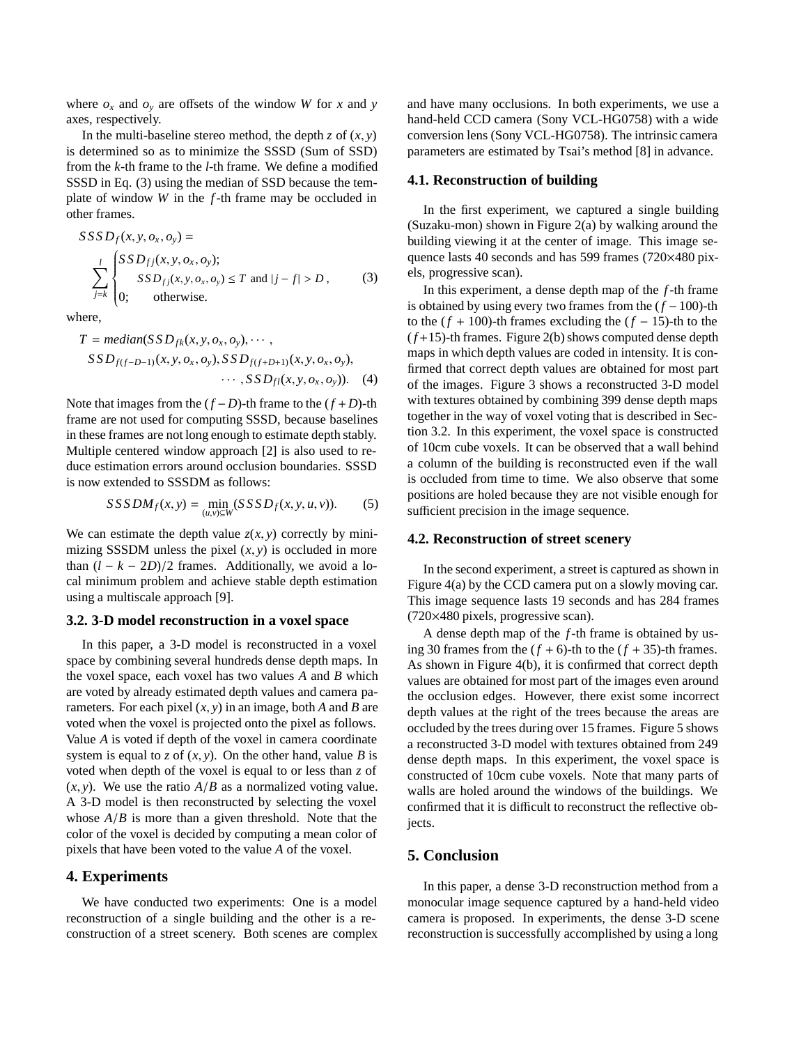where $o_x$ and $o_y$ are offsets of the window $W$ for $x$ and $y$ axes, respectively.

In the multi-baseline stereo method, the depth $z$ of $(x, y)$ is determined so as to minimize the SSSD (Sum of SSD) from the $k$-th frame to the $l$-th frame. We define a modified SSSD in Eq. (3) using the median of SSD because the template of window $W$ in the $f$-th frame may be occluded in other frames.

$$
SSSD_f(x, y, o_x, o_y) = \sum_{j=k}^{l} \begin{cases} SSD_{fj}(x, y, o_x, o_y); \\ \quad SSD_{fj}(x, y, o_x, o_y) \leq T \text{ and } |j - f| > D, \\ 0; \quad \text{otherwise.} \end{cases} \tag{3}
$$

where,

$$
T = median(SSD_{fk}(x, y, o_x, o_y), \cdots, SSD_{f(f-D-1)}(x, y, o_x, o_y), SSD_{f(f+D+1)}(x, y, o_x, o_y), \cdots, SSD_{fl}(x, y, o_x, o_y)). \tag{4}
$$

Note that images from the $(f - D)$-th frame to the $(f + D)$-th frame are not used for computing SSSD, because baselines in these frames are not long enough to estimate depth stably. Multiple centered window approach [2] is also used to reduce estimation errors around occlusion boundaries. SSSD is now extended to SSSDM as follows:

$$
SSSDM_f(x, y) = \min_{(u,v) \subseteq W} (SSSD_f(x, y, u, v)). \tag{5}
$$

We can estimate the depth value $z(x, y)$ correctly by minimizing SSSDM unless the pixel $(x, y)$ is occluded in more than $(l - k - 2D)/2$ frames. Additionally, we avoid a local minimum problem and achieve stable depth estimation using a multiscale approach [9].

### 3.2. 3-D model reconstruction in a voxel space

In this paper, a 3-D model is reconstructed in a voxel space by combining several hundreds dense depth maps. In the voxel space, each voxel has two values $A$ and $B$ which are voted by already estimated depth values and camera parameters. For each pixel $(x, y)$ in an image, both $A$ and $B$ are voted when the voxel is projected onto the pixel as follows. Value $A$ is voted if depth of the voxel in camera coordinate system is equal to $z$ of $(x, y)$. On the other hand, value $B$ is voted when depth of the voxel is equal to or less than $z$ of $(x, y)$. We use the ratio $A/B$ as a normalized voting value. A 3-D model is then reconstructed by selecting the voxel whose $A/B$ is more than a given threshold. Note that the color of the voxel is decided by computing a mean color of pixels that have been voted to the value $A$ of the voxel.

## 4. Experiments

We have conducted two experiments: One is a model reconstruction of a single building and the other is a reconstruction of a street scenery. Both scenes are complex and have many occlusions. In both experiments, we use a hand-held CCD camera (Sony VCL-HG0758) with a wide conversion lens (Sony VCL-HG0758). The intrinsic camera parameters are estimated by Tsai's method [8] in advance.

### 4.1. Reconstruction of building

In the first experiment, we captured a single building (Suzaku-mon) shown in Figure 2(a) by walking around the building viewing it at the center of image. This image sequence lasts 40 seconds and has 599 frames (720×480 pixels, progressive scan).

In this experiment, a dense depth map of the $f$-th frame is obtained by using every two frames from the $(f - 100)$-th to the $(f + 100)$-th frames excluding the $(f - 15)$-th to the $(f+15)$-th frames. Figure 2(b) shows computed dense depth maps in which depth values are coded in intensity. It is confirmed that correct depth values are obtained for most part of the images. Figure 3 shows a reconstructed 3-D model with textures obtained by combining 399 dense depth maps together in the way of voxel voting that is described in Section 3.2. In this experiment, the voxel space is constructed of 10cm cube voxels. It can be observed that a wall behind a column of the building is reconstructed even if the wall is occluded from time to time. We also observe that some positions are holed because they are not visible enough for sufficient precision in the image sequence.

### 4.2. Reconstruction of street scenery

In the second experiment, a street is captured as shown in Figure 4(a) by the CCD camera put on a slowly moving car. This image sequence lasts 19 seconds and has 284 frames (720×480 pixels, progressive scan).

A dense depth map of the $f$-th frame is obtained by using 30 frames from the $(f + 6)$-th to the $(f + 35)$-th frames. As shown in Figure 4(b), it is confirmed that correct depth values are obtained for most part of the images even around the occlusion edges. However, there exist some incorrect depth values at the right of the trees because the areas are occluded by the trees during over 15 frames. Figure 5 shows a reconstructed 3-D model with textures obtained from 249 dense depth maps. In this experiment, the voxel space is constructed of 10cm cube voxels. Note that many parts of walls are holed around the windows of the buildings. We confirmed that it is difficult to reconstruct the reflective objects.

## 5. Conclusion

In this paper, a dense 3-D reconstruction method from a monocular image sequence captured by a hand-held video camera is proposed. In experiments, the dense 3-D scene reconstruction is successfully accomplished by using a long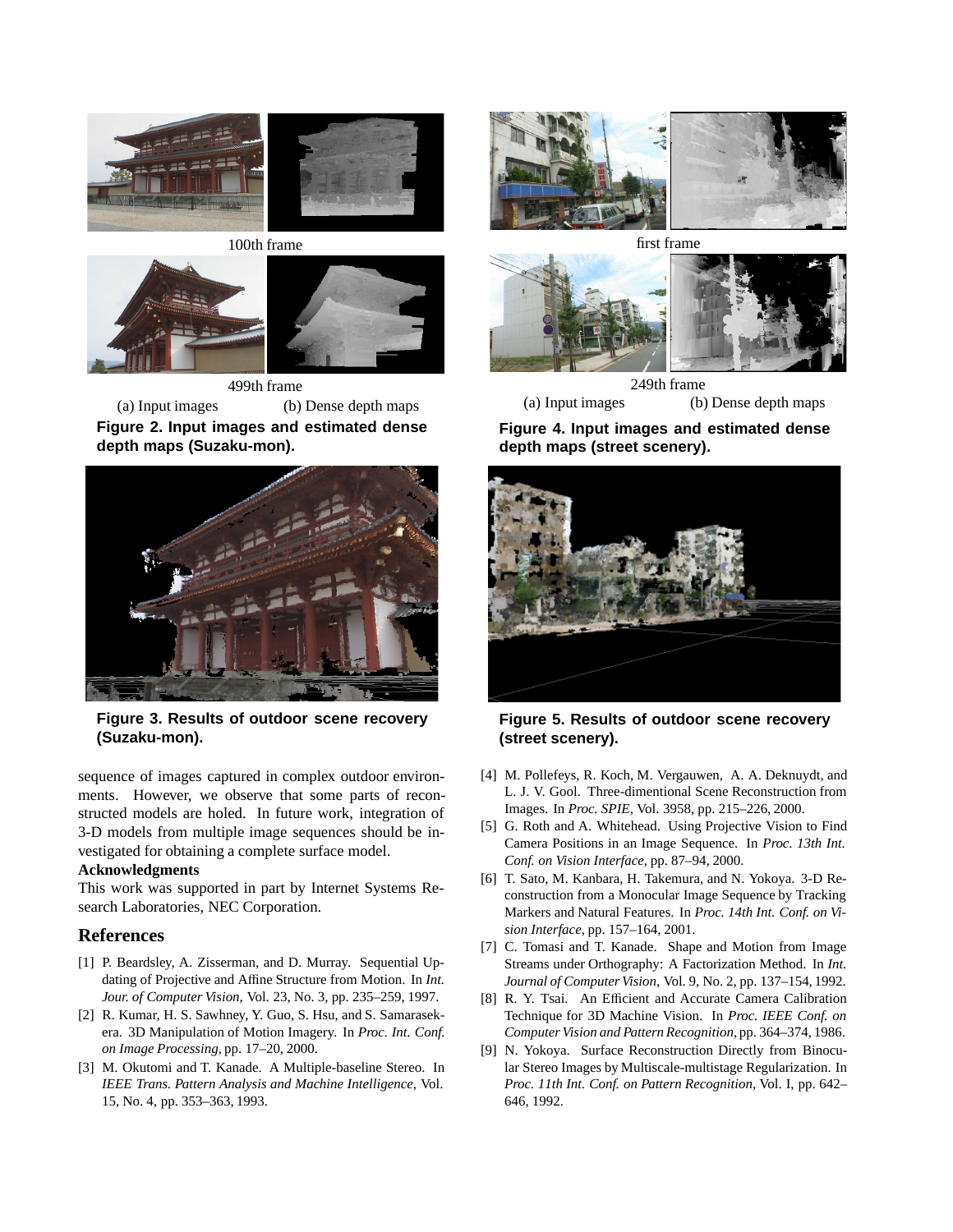100th frame

499th frame

(a) Input images (b) Dense depth maps

**Figure 2. Input images and estimated dense depth maps (Suzaku-mon).**

**Figure 3. Results of outdoor scene recovery (Suzaku-mon).**

first frame

249th frame

(a) Input images (b) Dense depth maps

**Figure 4. Input images and estimated dense depth maps (street scenery).**

**Figure 5. Results of outdoor scene recovery (street scenery).**

sequence of images captured in complex outdoor environments. However, we observe that some parts of reconstructed models are holed. In future work, integration of 3-D models from multiple image sequences should be investigated for obtaining a complete surface model.

**Acknowledgments**

This work was supported in part by Internet Systems Research Laboratories, NEC Corporation.

## References

[1] P. Beardsley, A. Zisserman, and D. Murray. Sequential Updating of Projective and Affine Structure from Motion. In *Int. Jour. of Computer Vision*, Vol. 23, No. 3, pp. 235–259, 1997.

[2] R. Kumar, H. S. Sawhney, Y. Guo, S. Hsu, and S. Samarasekera. 3D Manipulation of Motion Imagery. In *Proc. Int. Conf. on Image Processing*, pp. 17–20, 2000.

[3] M. Okutomi and T. Kanade. A Multiple-baseline Stereo. In *IEEE Trans. Pattern Analysis and Machine Intelligence*, Vol. 15, No. 4, pp. 353–363, 1993.

[4] M. Pollefeys, R. Koch, M. Vergauwen, A. A. Deknuydt, and L. J. V. Gool. Three-dimentional Scene Reconstruction from Images. In *Proc. SPIE*, Vol. 3958, pp. 215–226, 2000.

[5] G. Roth and A. Whitehead. Using Projective Vision to Find Camera Positions in an Image Sequence. In *Proc. 13th Int. Conf. on Vision Interface*, pp. 87–94, 2000.

[6] T. Sato, M. Kanbara, H. Takemura, and N. Yokoya. 3-D Reconstruction from a Monocular Image Sequence by Tracking Markers and Natural Features. In *Proc. 14th Int. Conf. on Vision Interface*, pp. 157–164, 2001.

[7] C. Tomasi and T. Kanade. Shape and Motion from Image Streams under Orthography: A Factorization Method. In *Int. Journal of Computer Vision*, Vol. 9, No. 2, pp. 137–154, 1992.

[8] R. Y. Tsai. An Efficient and Accurate Camera Calibration Technique for 3D Machine Vision. In *Proc. IEEE Conf. on Computer Vision and Pattern Recognition*, pp. 364–374, 1986.

[9] N. Yokoya. Surface Reconstruction Directly from Binocular Stereo Images by Multiscale-multistage Regularization. In *Proc. 11th Int. Conf. on Pattern Recognition*, Vol. I, pp. 642–646, 1992.